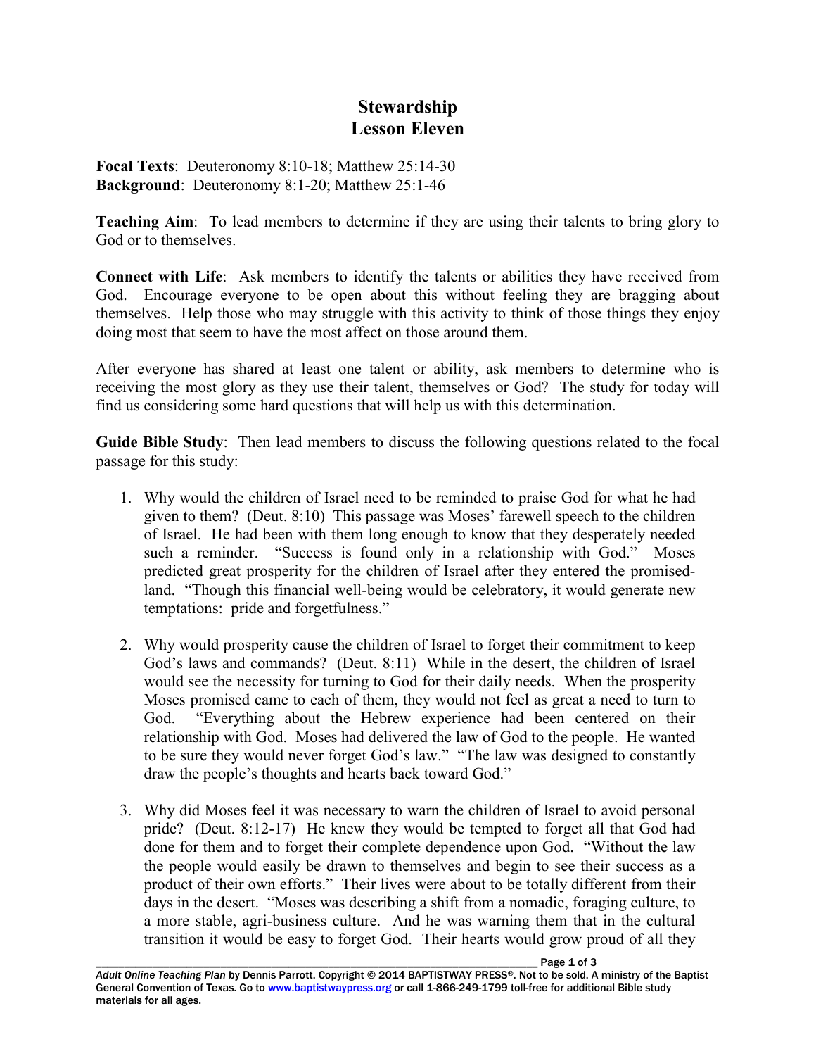# Stewardship
## Lesson Eleven

**Focal Texts**: Deuteronomy 8:10-18; Matthew 25:14-30
**Background**: Deuteronomy 8:1-20; Matthew 25:1-46

**Teaching Aim**: To lead members to determine if they are using their talents to bring glory to God or to themselves.

**Connect with Life**: Ask members to identify the talents or abilities they have received from God. Encourage everyone to be open about this without feeling they are bragging about themselves. Help those who may struggle with this activity to think of those things they enjoy doing most that seem to have the most affect on those around them.

After everyone has shared at least one talent or ability, ask members to determine who is receiving the most glory as they use their talent, themselves or God? The study for today will find us considering some hard questions that will help us with this determination.

**Guide Bible Study**: Then lead members to discuss the following questions related to the focal passage for this study:

1. Why would the children of Israel need to be reminded to praise God for what he had given to them? (Deut. 8:10) This passage was Moses' farewell speech to the children of Israel. He had been with them long enough to know that they desperately needed such a reminder. "Success is found only in a relationship with God." Moses predicted great prosperity for the children of Israel after they entered the promised-land. "Though this financial well-being would be celebratory, it would generate new temptations: pride and forgetfulness."

2. Why would prosperity cause the children of Israel to forget their commitment to keep God's laws and commands? (Deut. 8:11) While in the desert, the children of Israel would see the necessity for turning to God for their daily needs. When the prosperity Moses promised came to each of them, they would not feel as great a need to turn to God. "Everything about the Hebrew experience had been centered on their relationship with God. Moses had delivered the law of God to the people. He wanted to be sure they would never forget God's law." "The law was designed to constantly draw the people's thoughts and hearts back toward God."

3. Why did Moses feel it was necessary to warn the children of Israel to avoid personal pride? (Deut. 8:12-17) He knew they would be tempted to forget all that God had done for them and to forget their complete dependence upon God. "Without the law the people would easily be drawn to themselves and begin to see their success as a product of their own efforts." Their lives were about to be totally different from their days in the desert. "Moses was describing a shift from a nomadic, foraging culture, to a more stable, agri-business culture. And he was warning them that in the cultural transition it would be easy to forget God. Their hearts would grow proud of all they

*Adult Online Teaching Plan* by Dennis Parrott. Copyright © 2014 BAPTISTWAY PRESS®. Not to be sold. A ministry of the Baptist General Convention of Texas. Go to www.baptistwaypress.org or call 1-866-249-1799 toll-free for additional Bible study materials for all ages.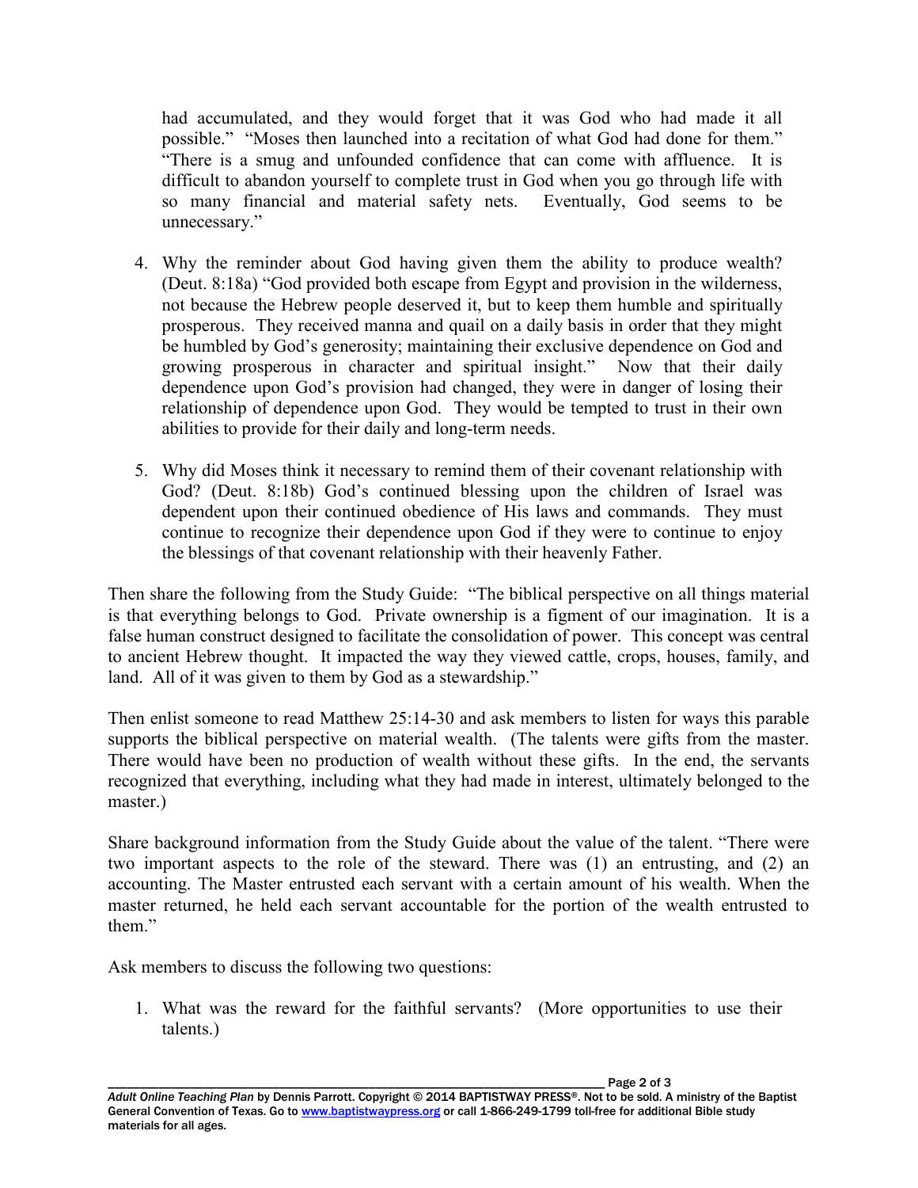had accumulated, and they would forget that it was God who had made it all possible." "Moses then launched into a recitation of what God had done for them." "There is a smug and unfounded confidence that can come with affluence. It is difficult to abandon yourself to complete trust in God when you go through life with so many financial and material safety nets. Eventually, God seems to be unnecessary."

4. Why the reminder about God having given them the ability to produce wealth? (Deut. 8:18a) "God provided both escape from Egypt and provision in the wilderness, not because the Hebrew people deserved it, but to keep them humble and spiritually prosperous. They received manna and quail on a daily basis in order that they might be humbled by God's generosity; maintaining their exclusive dependence on God and growing prosperous in character and spiritual insight." Now that their daily dependence upon God's provision had changed, they were in danger of losing their relationship of dependence upon God. They would be tempted to trust in their own abilities to provide for their daily and long-term needs.

5. Why did Moses think it necessary to remind them of their covenant relationship with God? (Deut. 8:18b) God's continued blessing upon the children of Israel was dependent upon their continued obedience of His laws and commands. They must continue to recognize their dependence upon God if they were to continue to enjoy the blessings of that covenant relationship with their heavenly Father.

Then share the following from the Study Guide: "The biblical perspective on all things material is that everything belongs to God. Private ownership is a figment of our imagination. It is a false human construct designed to facilitate the consolidation of power. This concept was central to ancient Hebrew thought. It impacted the way they viewed cattle, crops, houses, family, and land. All of it was given to them by God as a stewardship."

Then enlist someone to read Matthew 25:14-30 and ask members to listen for ways this parable supports the biblical perspective on material wealth. (The talents were gifts from the master. There would have been no production of wealth without these gifts. In the end, the servants recognized that everything, including what they had made in interest, ultimately belonged to the master.)

Share background information from the Study Guide about the value of the talent. "There were two important aspects to the role of the steward. There was (1) an entrusting, and (2) an accounting. The Master entrusted each servant with a certain amount of his wealth. When the master returned, he held each servant accountable for the portion of the wealth entrusted to them."

Ask members to discuss the following two questions:

1. What was the reward for the faithful servants? (More opportunities to use their talents.)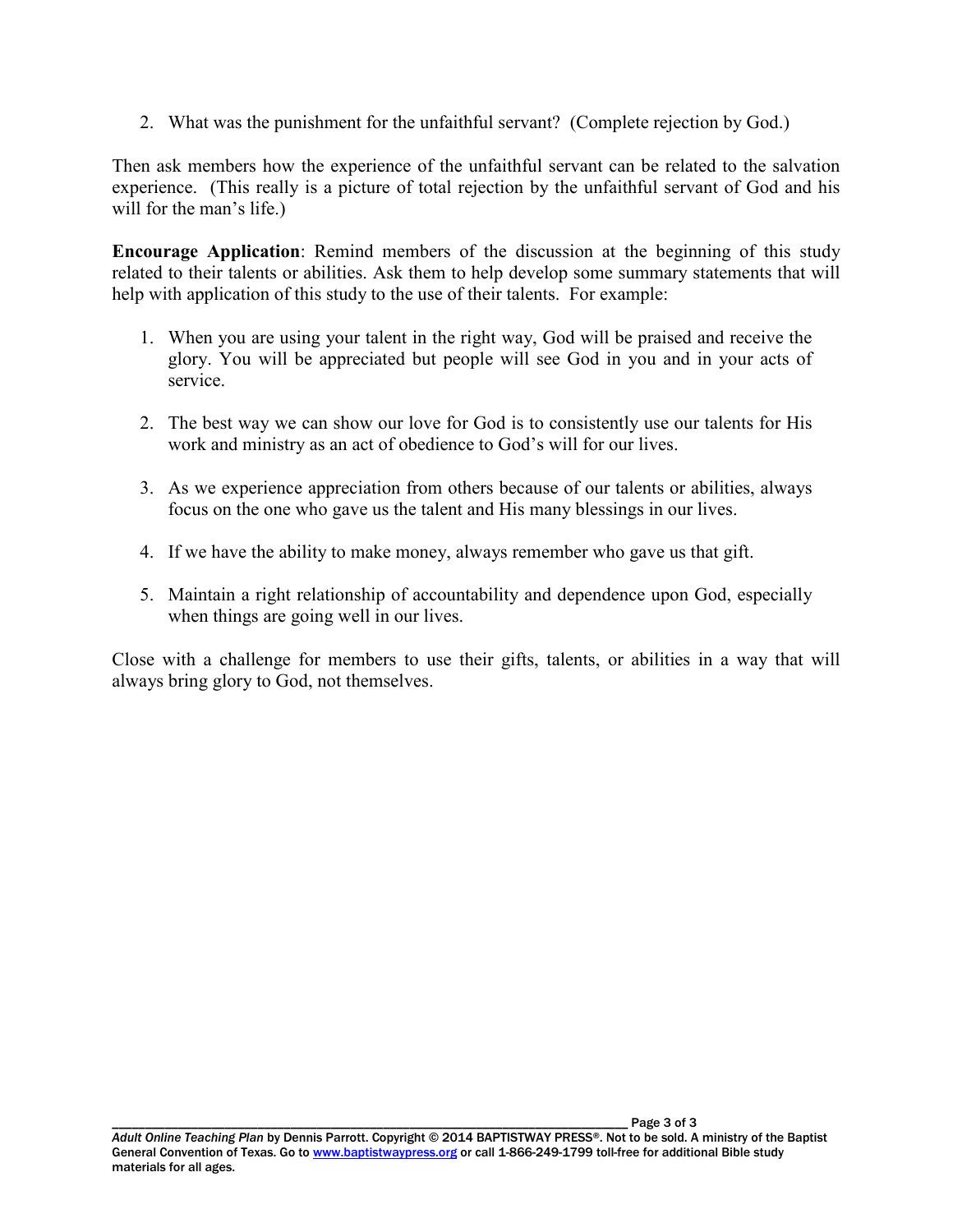2. What was the punishment for the unfaithful servant? (Complete rejection by God.)

Then ask members how the experience of the unfaithful servant can be related to the salvation experience. (This really is a picture of total rejection by the unfaithful servant of God and his will for the man's life.)

**Encourage Application**: Remind members of the discussion at the beginning of this study related to their talents or abilities. Ask them to help develop some summary statements that will help with application of this study to the use of their talents. For example:

1. When you are using your talent in the right way, God will be praised and receive the glory. You will be appreciated but people will see God in you and in your acts of service.

2. The best way we can show our love for God is to consistently use our talents for His work and ministry as an act of obedience to God's will for our lives.

3. As we experience appreciation from others because of our talents or abilities, always focus on the one who gave us the talent and His many blessings in our lives.

4. If we have the ability to make money, always remember who gave us that gift.

5. Maintain a right relationship of accountability and dependence upon God, especially when things are going well in our lives.

Close with a challenge for members to use their gifts, talents, or abilities in a way that will always bring glory to God, not themselves.